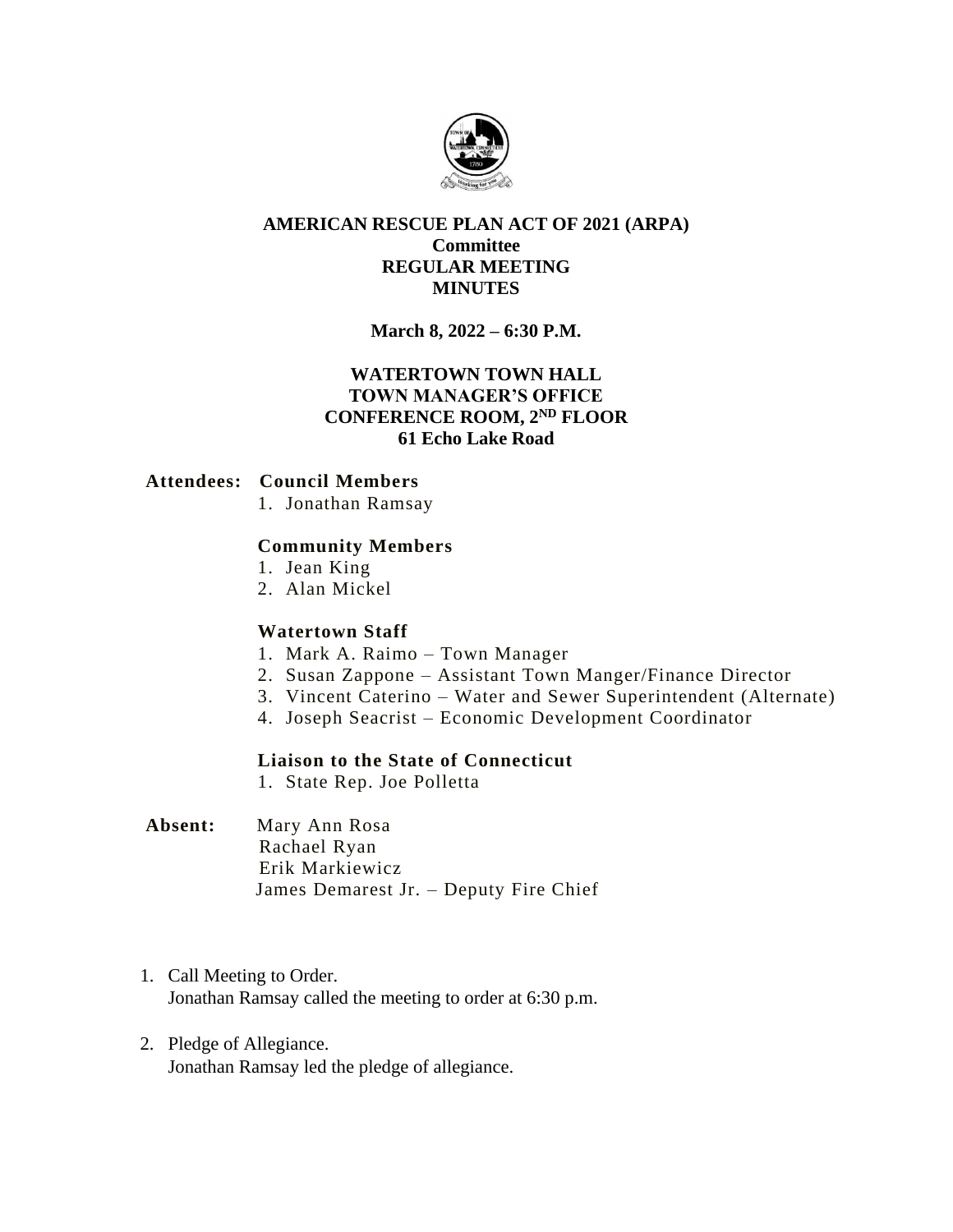# AMERICAN RESCUE PLAN ACT OF 2021 (ARPA)
## Committee
## REGULAR MEETING
## MINUTES

**March 8, 2022 – 6:30 P.M.**

**WATERTOWN TOWN HALL**
**TOWN MANAGER'S OFFICE**
**CONFERENCE ROOM, 2ND FLOOR**
**61 Echo Lake Road**

**Attendees:** **Council Members**

1. Jonathan Ramsay

**Community Members**

1. Jean King
2. Alan Mickel

**Watertown Staff**

1. Mark A. Raimo – Town Manager
2. Susan Zappone – Assistant Town Manger/Finance Director
3. Vincent Caterino – Water and Sewer Superintendent (Alternate)
4. Joseph Seacrist – Economic Development Coordinator

**Liaison to the State of Connecticut**

1. State Rep. Joe Polletta

**Absent:** Mary Ann Rosa
Rachael Ryan
Erik Markiewicz
James Demarest Jr. – Deputy Fire Chief

1. Call Meeting to Order.
   Jonathan Ramsay called the meeting to order at 6:30 p.m.

2. Pledge of Allegiance.
   Jonathan Ramsay led the pledge of allegiance.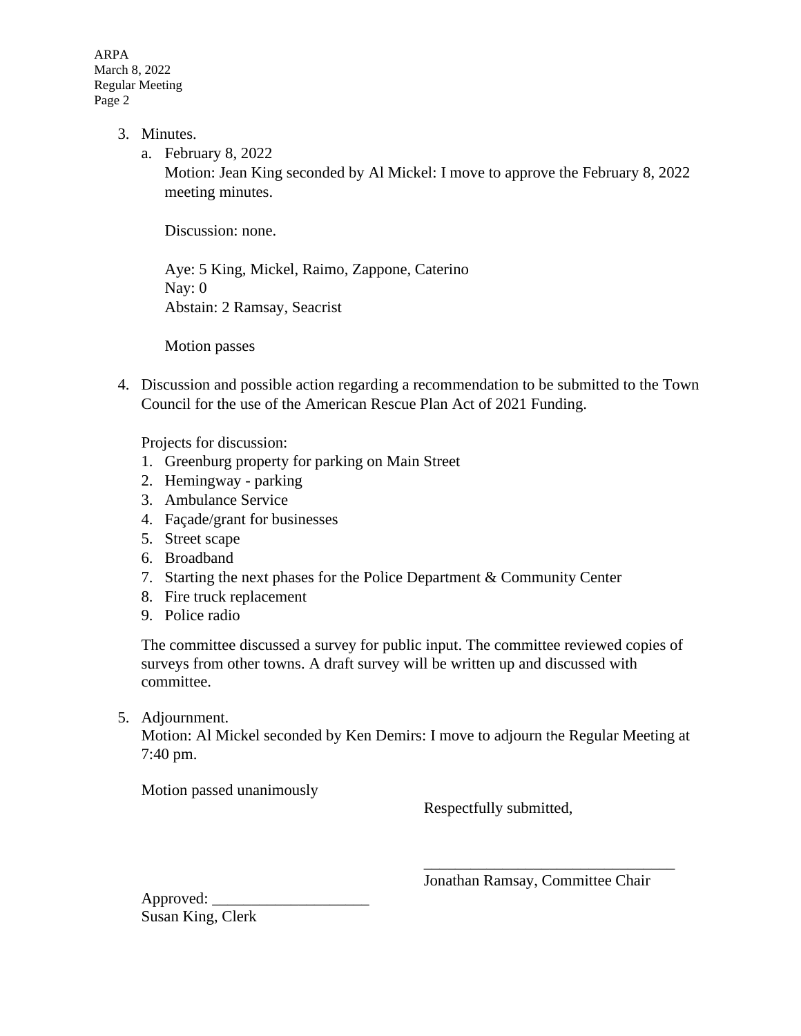3. Minutes.
   a. February 8, 2022
      Motion: Jean King seconded by Al Mickel: I move to approve the February 8, 2022 meeting minutes.

      Discussion: none.

      Aye: 5 King, Mickel, Raimo, Zappone, Caterino
      Nay: 0
      Abstain: 2 Ramsay, Seacrist

      Motion passes

4. Discussion and possible action regarding a recommendation to be submitted to the Town Council for the use of the American Rescue Plan Act of 2021 Funding.

   Projects for discussion:
   1. Greenburg property for parking on Main Street
   2. Hemingway - parking
   3. Ambulance Service
   4. Façade/grant for businesses
   5. Street scape
   6. Broadband
   7. Starting the next phases for the Police Department & Community Center
   8. Fire truck replacement
   9. Police radio

   The committee discussed a survey for public input. The committee reviewed copies of surveys from other towns. A draft survey will be written up and discussed with committee.

5. Adjournment.
   Motion: Al Mickel seconded by Ken Demirs: I move to adjourn the Regular Meeting at 7:40 pm.

   Motion passed unanimously

Respectfully submitted,

________________________________
Jonathan Ramsay, Committee Chair

Approved: ____________________
Susan King, Clerk